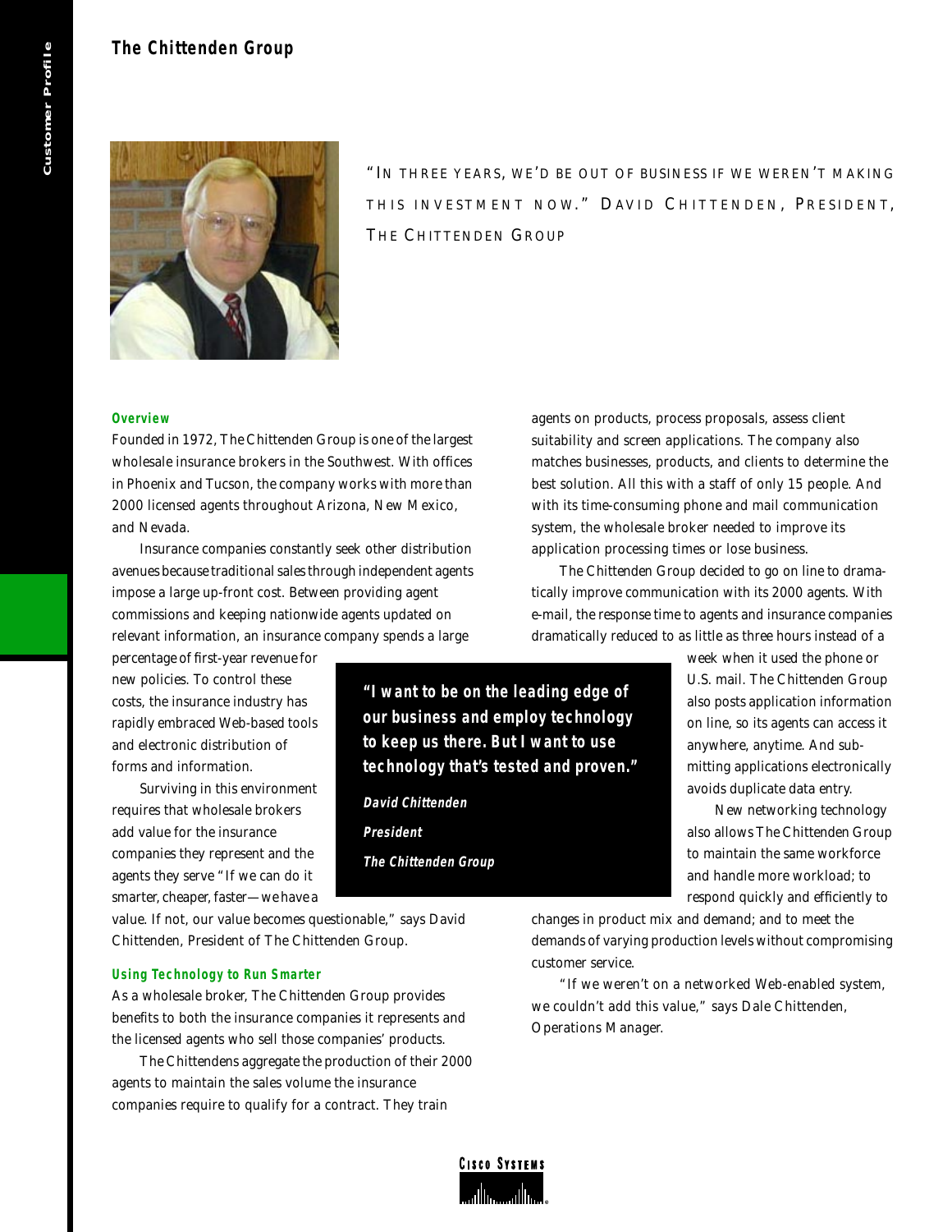# The Chittenden Group

"In three years, we'd be out of business if we weren't making this investment now." David Chittenden, President, The Chittenden Group

### Overview

Founded in 1972, The Chittenden Group is one of the largest wholesale insurance brokers in the Southwest. With offices in Phoenix and Tucson, the company works with more than 2000 licensed agents throughout Arizona, New Mexico, and Nevada.

Insurance companies constantly seek other distribution avenues because traditional sales through independent agents impose a large up-front cost. Between providing agent commissions and keeping nationwide agents updated on relevant information, an insurance company spends a large percentage of first-year revenue for new policies. To control these costs, the insurance industry has rapidly embraced Web-based tools and electronic distribution of forms and information.

Surviving in this environment requires that wholesale brokers add value for the insurance companies they represent and the agents they serve "If we can do it smarter, cheaper, faster—we have a value. If not, our value becomes questionable," says David Chittenden, President of The Chittenden Group.

### Using Technology to Run Smarter

As a wholesale broker, The Chittenden Group provides benefits to both the insurance companies it represents and the licensed agents who sell those companies' products.

The Chittendens aggregate the production of their 2000 agents to maintain the sales volume the insurance companies require to qualify for a contract. They train agents on products, process proposals, assess client suitability and screen applications. The company also matches businesses, products, and clients to determine the best solution. All this with a staff of only 15 people. And with its time-consuming phone and mail communication system, the wholesale broker needed to improve its application processing times or lose business.

The Chittenden Group decided to go on line to dramatically improve communication with its 2000 agents. With e-mail, the response time to agents and insurance companies dramatically reduced to as little as three hours instead of a week when it used the phone or U.S. mail. The Chittenden Group also posts application information on line, so its agents can access it anywhere, anytime. And submitting applications electronically avoids duplicate data entry.

New networking technology also allows The Chittenden Group to maintain the same workforce and handle more workload; to respond quickly and efficiently to changes in product mix and demand; and to meet the demands of varying production levels without compromising customer service.

"If we weren't on a networked Web-enabled system, we couldn't add this value," says Dale Chittenden, Operations Manager.

> **"I want to be on the leading edge of our business and employ technology to keep us there. But I want to use technology that's tested and proven."**
>
> ***David Chittenden***
> ***President***
> ***The Chittenden Group***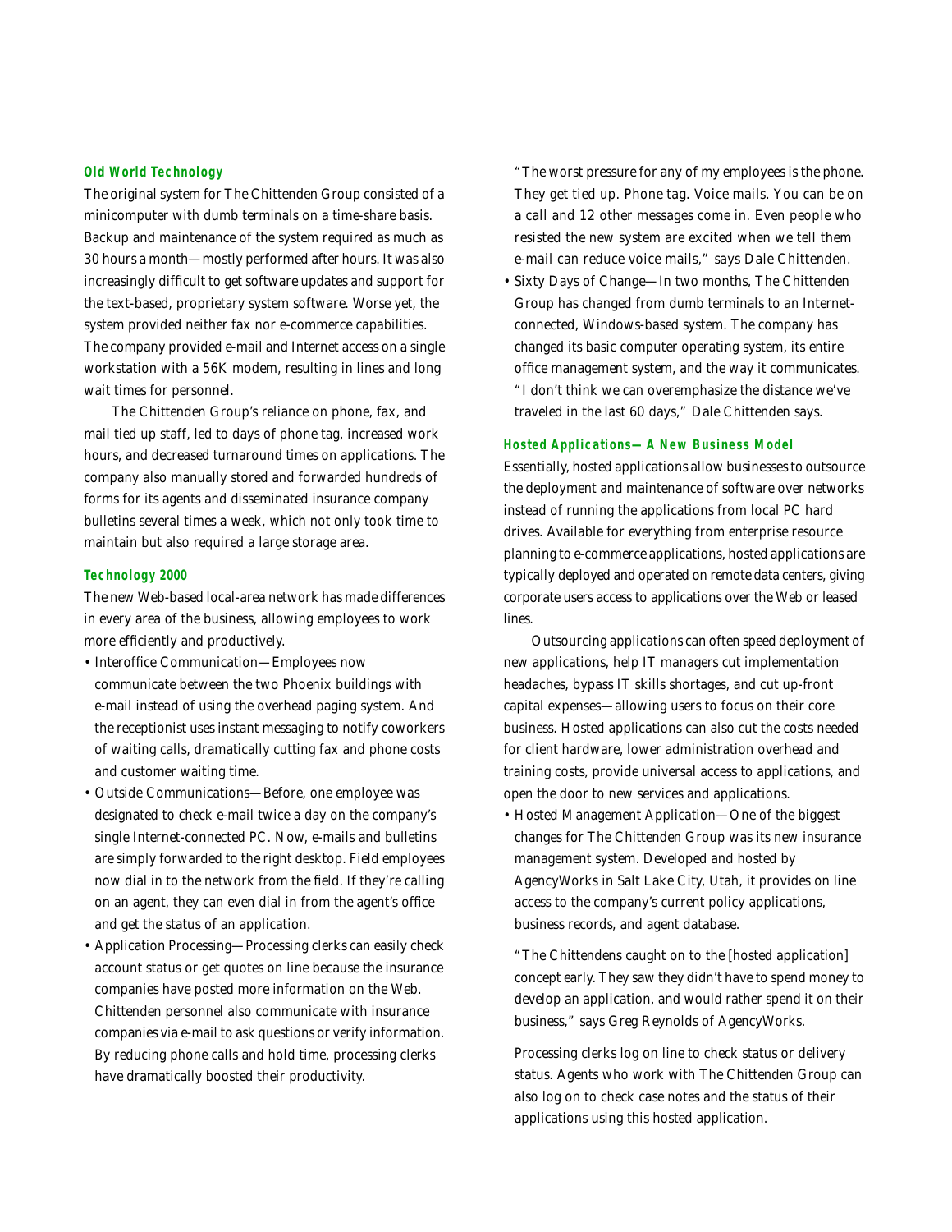### Old World Technology

The original system for The Chittenden Group consisted of a minicomputer with dumb terminals on a time-share basis. Backup and maintenance of the system required as much as 30 hours a month—mostly performed after hours. It was also increasingly difficult to get software updates and support for the text-based, proprietary system software. Worse yet, the system provided neither fax nor e-commerce capabilities. The company provided e-mail and Internet access on a single workstation with a 56K modem, resulting in lines and long wait times for personnel.

The Chittenden Group's reliance on phone, fax, and mail tied up staff, led to days of phone tag, increased work hours, and decreased turnaround times on applications. The company also manually stored and forwarded hundreds of forms for its agents and disseminated insurance company bulletins several times a week, which not only took time to maintain but also required a large storage area.

### Technology 2000

The new Web-based local-area network has made differences in every area of the business, allowing employees to work more efficiently and productively.

- Interoffice Communication—Employees now communicate between the two Phoenix buildings with e-mail instead of using the overhead paging system. And the receptionist uses instant messaging to notify coworkers of waiting calls, dramatically cutting fax and phone costs and customer waiting time.
- Outside Communications—Before, one employee was designated to check e-mail twice a day on the company's single Internet-connected PC. Now, e-mails and bulletins are simply forwarded to the right desktop. Field employees now dial in to the network from the field. If they're calling on an agent, they can even dial in from the agent's office and get the status of an application.
- Application Processing—Processing clerks can easily check account status or get quotes on line because the insurance companies have posted more information on the Web. Chittenden personnel also communicate with insurance companies via e-mail to ask questions or verify information. By reducing phone calls and hold time, processing clerks have dramatically boosted their productivity.

  "The worst pressure for any of my employees is the phone. They get tied up. Phone tag. Voice mails. You can be on a call and 12 other messages come in. Even people who resisted the new system are excited when we tell them e-mail can reduce voice mails," says Dale Chittenden.
- Sixty Days of Change—In two months, The Chittenden Group has changed from dumb terminals to an Internet-connected, Windows-based system. The company has changed its basic computer operating system, its entire office management system, and the way it communicates. "I don't think we can overemphasize the distance we've traveled in the last 60 days," Dale Chittenden says.

### Hosted Applications—A New Business Model

Essentially, hosted applications allow businesses to outsource the deployment and maintenance of software over networks instead of running the applications from local PC hard drives. Available for everything from enterprise resource planning to e-commerce applications, hosted applications are typically deployed and operated on remote data centers, giving corporate users access to applications over the Web or leased lines.

Outsourcing applications can often speed deployment of new applications, help IT managers cut implementation headaches, bypass IT skills shortages, and cut up-front capital expenses—allowing users to focus on their core business. Hosted applications can also cut the costs needed for client hardware, lower administration overhead and training costs, provide universal access to applications, and open the door to new services and applications.

- Hosted Management Application—One of the biggest changes for The Chittenden Group was its new insurance management system. Developed and hosted by AgencyWorks in Salt Lake City, Utah, it provides on line access to the company's current policy applications, business records, and agent database.

  "The Chittendens caught on to the [hosted application] concept early. They saw they didn't have to spend money to develop an application, and would rather spend it on their business," says Greg Reynolds of AgencyWorks.

  Processing clerks log on line to check status or delivery status. Agents who work with The Chittenden Group can also log on to check case notes and the status of their applications using this hosted application.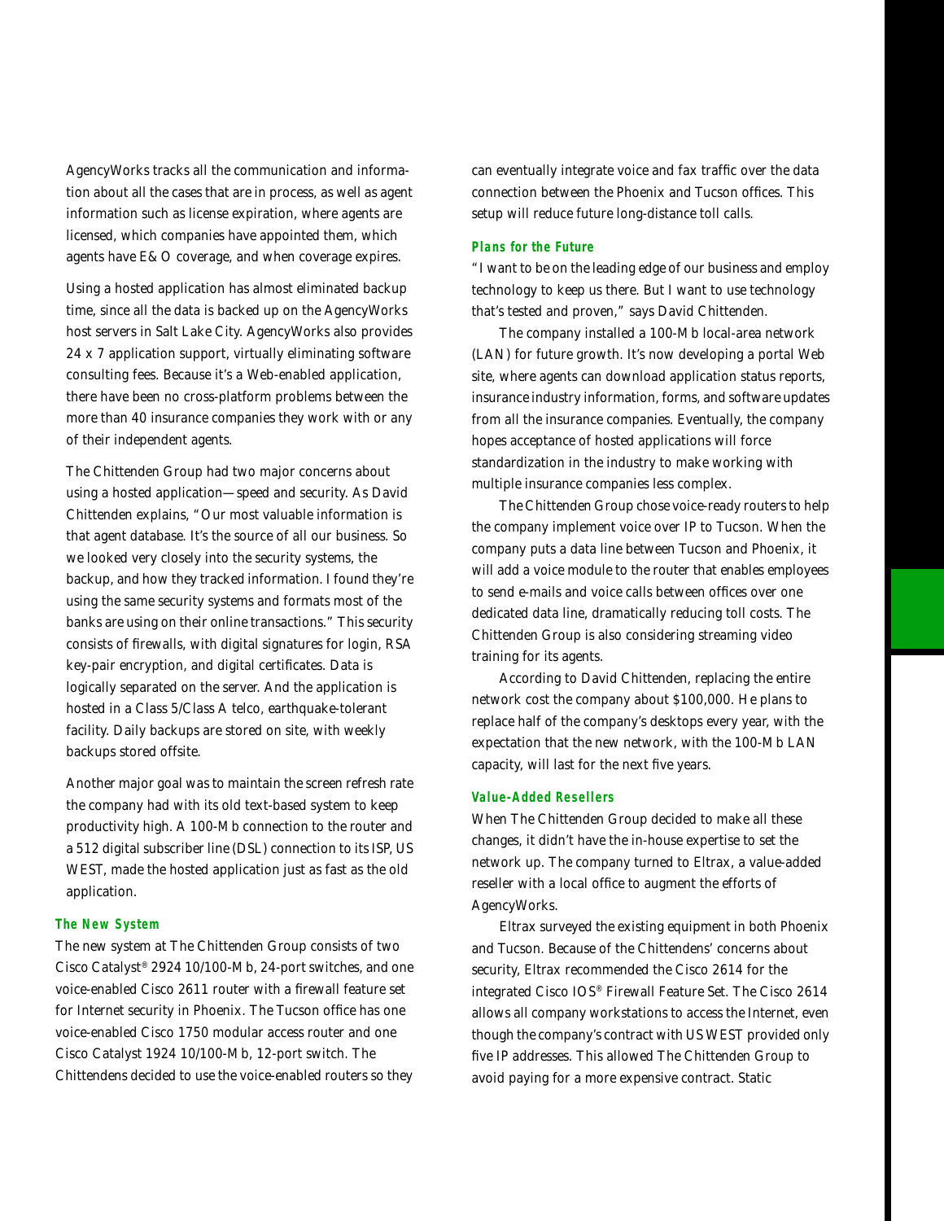AgencyWorks tracks all the communication and information about all the cases that are in process, as well as agent information such as license expiration, where agents are licensed, which companies have appointed them, which agents have E&O coverage, and when coverage expires.

Using a hosted application has almost eliminated backup time, since all the data is backed up on the AgencyWorks host servers in Salt Lake City. AgencyWorks also provides 24 x 7 application support, virtually eliminating software consulting fees. Because it's a Web-enabled application, there have been no cross-platform problems between the more than 40 insurance companies they work with or any of their independent agents.

The Chittenden Group had two major concerns about using a hosted application—speed and security. As David Chittenden explains, "Our most valuable information is that agent database. It's the source of all our business. So we looked very closely into the security systems, the backup, and how they tracked information. I found they're using the same security systems and formats most of the banks are using on their online transactions." This security consists of firewalls, with digital signatures for login, RSA key-pair encryption, and digital certificates. Data is logically separated on the server. And the application is hosted in a Class 5/Class A telco, earthquake-tolerant facility. Daily backups are stored on site, with weekly backups stored offsite.

Another major goal was to maintain the screen refresh rate the company had with its old text-based system to keep productivity high. A 100-Mb connection to the router and a 512 digital subscriber line (DSL) connection to its ISP, US WEST, made the hosted application just as fast as the old application.

### The New System

The new system at The Chittenden Group consists of two Cisco Catalyst® 2924 10/100-Mb, 24-port switches, and one voice-enabled Cisco 2611 router with a firewall feature set for Internet security in Phoenix. The Tucson office has one voice-enabled Cisco 1750 modular access router and one Cisco Catalyst 1924 10/100-Mb, 12-port switch. The Chittendens decided to use the voice-enabled routers so they can eventually integrate voice and fax traffic over the data connection between the Phoenix and Tucson offices. This setup will reduce future long-distance toll calls.

### Plans for the Future

"I want to be on the leading edge of our business and employ technology to keep us there. But I want to use technology that's tested and proven," says David Chittenden.

The company installed a 100-Mb local-area network (LAN) for future growth. It's now developing a portal Web site, where agents can download application status reports, insurance industry information, forms, and software updates from all the insurance companies. Eventually, the company hopes acceptance of hosted applications will force standardization in the industry to make working with multiple insurance companies less complex.

The Chittenden Group chose voice-ready routers to help the company implement voice over IP to Tucson. When the company puts a data line between Tucson and Phoenix, it will add a voice module to the router that enables employees to send e-mails and voice calls between offices over one dedicated data line, dramatically reducing toll costs. The Chittenden Group is also considering streaming video training for its agents.

According to David Chittenden, replacing the entire network cost the company about $100,000. He plans to replace half of the company's desktops every year, with the expectation that the new network, with the 100-Mb LAN capacity, will last for the next five years.

### Value-Added Resellers

When The Chittenden Group decided to make all these changes, it didn't have the in-house expertise to set the network up. The company turned to Eltrax, a value-added reseller with a local office to augment the efforts of AgencyWorks.

Eltrax surveyed the existing equipment in both Phoenix and Tucson. Because of the Chittendens' concerns about security, Eltrax recommended the Cisco 2614 for the integrated Cisco IOS® Firewall Feature Set. The Cisco 2614 allows all company workstations to access the Internet, even though the company's contract with US WEST provided only five IP addresses. This allowed The Chittenden Group to avoid paying for a more expensive contract. Static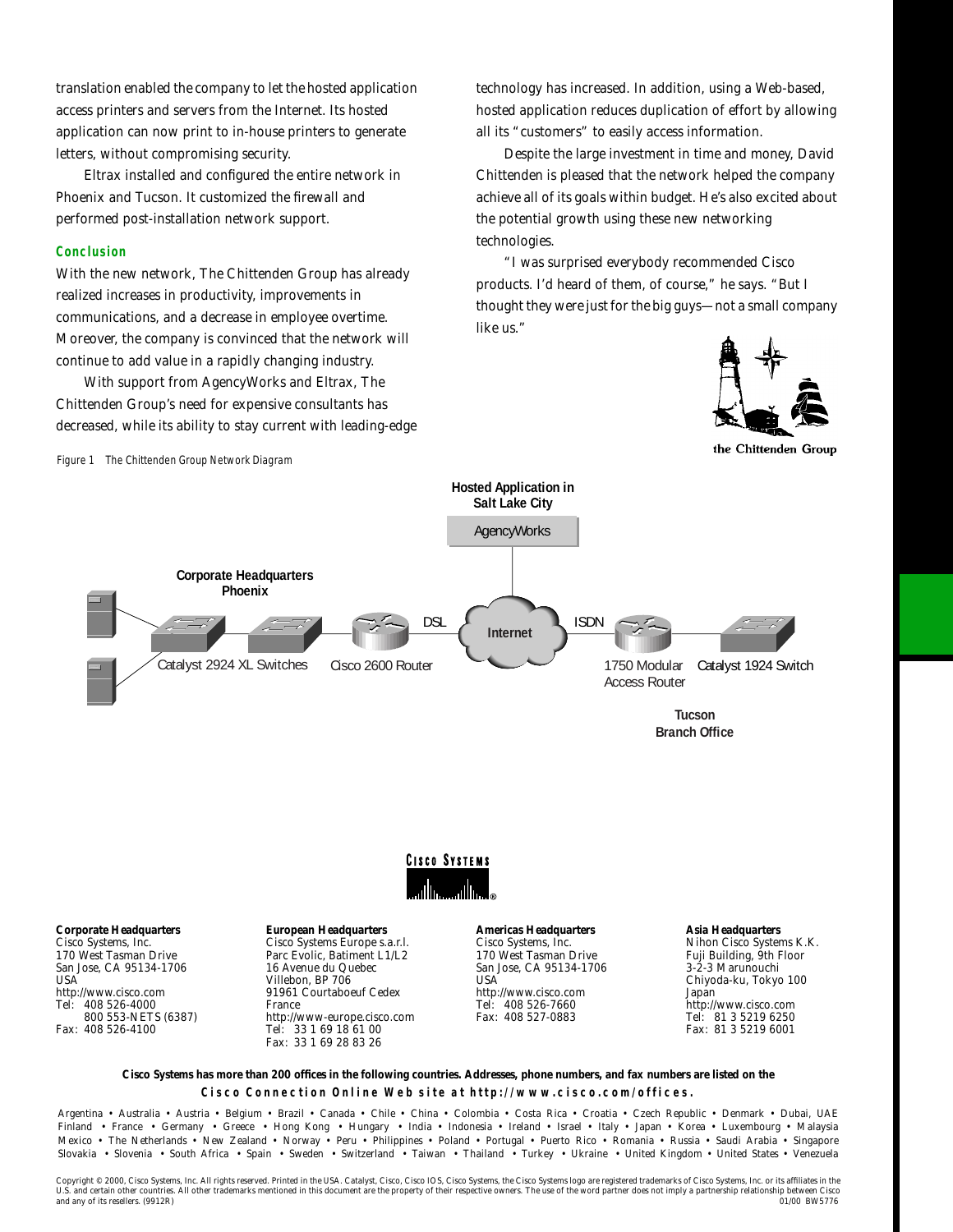translation enabled the company to let the hosted application access printers and servers from the Internet. Its hosted application can now print to in-house printers to generate letters, without compromising security.

Eltrax installed and configured the entire network in Phoenix and Tucson. It customized the firewall and performed post-installation network support.

### Conclusion

With the new network, The Chittenden Group has already realized increases in productivity, improvements in communications, and a decrease in employee overtime. Moreover, the company is convinced that the network will continue to add value in a rapidly changing industry.

With support from AgencyWorks and Eltrax, The Chittenden Group's need for expensive consultants has decreased, while its ability to stay current with leading-edge technology has increased. In addition, using a Web-based, hosted application reduces duplication of effort by allowing all its "customers" to easily access information.

Despite the large investment in time and money, David Chittenden is pleased that the network helped the company achieve all of its goals within budget. He's also excited about the potential growth using these new networking technologies.

"I was surprised everybody recommended Cisco products. I'd heard of them, of course," he says. "But I thought they were just for the big guys—not a small company like us."

the Chittenden Group

*Figure 1 The Chittenden Group Network Diagram*

Hosted Application in Salt Lake City

AgencyWorks

Corporate Headquarters Phoenix

Catalyst 2924 XL Switches

Cisco 2600 Router

DSL

Internet

ISDN

1750 Modular Access Router

Catalyst 1924 Switch

Tucson Branch Office

**Corporate Headquarters**
Cisco Systems, Inc.
170 West Tasman Drive
San Jose, CA 95134-1706
USA
http://www.cisco.com
Tel: 408 526-4000
800 553-NETS (6387)
Fax: 408 526-4100

**European Headquarters**
Cisco Systems Europe s.a.r.l.
Parc Evolic, Batiment L1/L2
16 Avenue du Quebec
Villebon, BP 706
91961 Courtaboeuf Cedex
France
http://www-europe.cisco.com
Tel: 33 1 69 18 61 00
Fax: 33 1 69 28 83 26

**Americas Headquarters**
Cisco Systems, Inc.
170 West Tasman Drive
San Jose, CA 95134-1706
USA
http://www.cisco.com
Tel: 408 526-7660
Fax: 408 527-0883

**Asia Headquarters**
Nihon Cisco Systems K.K.
Fuji Building, 9th Floor
3-2-3 Marunouchi
Chiyoda-ku, Tokyo 100
Japan
http://www.cisco.com
Tel: 81 3 5219 6250
Fax: 81 3 5219 6001

**Cisco Systems has more than 200 offices in the following countries. Addresses, phone numbers, and fax numbers are listed on the Cisco Connection Online Web site at http://www.cisco.com/offices.**

Argentina • Australia • Austria • Belgium • Brazil • Canada • Chile • China • Colombia • Costa Rica • Croatia • Czech Republic • Denmark • Dubai, UAE Finland • France • Germany • Greece • Hong Kong • Hungary • India • Indonesia • Ireland • Israel • Italy • Japan • Korea • Luxembourg • Malaysia Mexico • The Netherlands • New Zealand • Norway • Peru • Philippines • Poland • Portugal • Puerto Rico • Romania • Russia • Saudi Arabia • Singapore Slovakia • Slovenia • South Africa • Spain • Sweden • Switzerland • Taiwan • Thailand • Turkey • Ukraine • United Kingdom • United States • Venezuela

Copyright © 2000, Cisco Systems, Inc. All rights reserved. Printed in the USA. Catalyst, Cisco, Cisco IOS, Cisco Systems, the Cisco Systems logo are registered trademarks of Cisco Systems, Inc. or its affiliates in the U.S. and certain other countries. All other trademarks mentioned in this document are the property of their respective owners. The use of the word partner does not imply a partnership relationship between Cisco and any of its resellers. (9912R) 01/00 BW5776